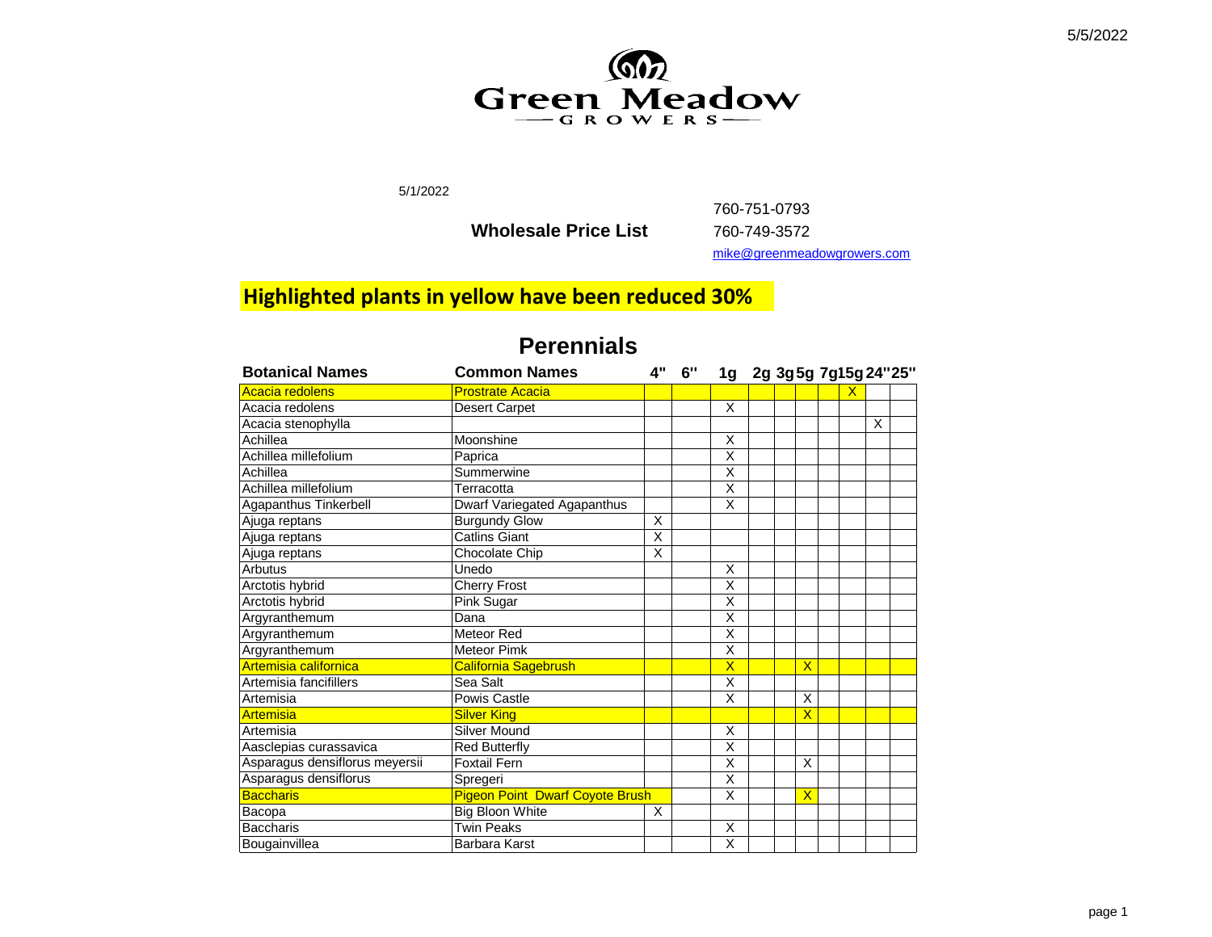# Green Meadow GROWERS

5/1/2022

**Wholesale Price List**

760-751-0793
760-749-3572
mike@greenmeadowgrowers.com

**Highlighted plants in yellow have been reduced 30%**

## Perennials

| Botanical Names | Common Names | 4" | 6" | 1g | 2g | 3g | 5g | 7g | 15g | 24" | 25" |
|---|---|---|---|---|---|---|---|---|---|---|---|
| Acacia redolens | Prostrate Acacia | | | | | | | | X | | |
| Acacia redolens | Desert Carpet | | | X | | | | | | | |
| Acacia stenophylla | | | | | | | | | | X | |
| Achillea | Moonshine | | | X | | | | | | | |
| Achillea millefolium | Paprica | | | X | | | | | | | |
| Achillea | Summerwine | | | X | | | | | | | |
| Achillea millefolium | Terracotta | | | X | | | | | | | |
| Agapanthus Tinkerbell | Dwarf Variegated Agapanthus | | | X | | | | | | | |
| Ajuga reptans | Burgundy Glow | X | | | | | | | | | |
| Ajuga reptans | Catlins Giant | X | | | | | | | | | |
| Ajuga reptans | Chocolate Chip | X | | | | | | | | | |
| Arbutus | Unedo | | | X | | | | | | | |
| Arctotis hybrid | Cherry Frost | | | X | | | | | | | |
| Arctotis hybrid | Pink Sugar | | | X | | | | | | | |
| Argyranthemum | Dana | | | X | | | | | | | |
| Argyranthemum | Meteor Red | | | X | | | | | | | |
| Argyranthemum | Meteor Pimk | | | X | | | | | | | |
| Artemisia californica | California Sagebrush | | | X | | | X | | | | |
| Artemisia fancifillers | Sea Salt | | | X | | | | | | | |
| Artemisia | Powis Castle | | | X | | | X | | | | |
| Artemisia | Silver King | | | | | | X | | | | |
| Artemisia | Silver Mound | | | X | | | | | | | |
| Aasclepias curassavica | Red Butterfly | | | X | | | | | | | |
| Asparagus densiflorus meyersii | Foxtail Fern | | | X | | | X | | | | |
| Asparagus densiflorus | Spregeri | | | X | | | | | | | |
| Baccharis | Pigeon Point Dwarf Coyote Brush | | | X | | | X | | | | |
| Bacopa | Big Bloon White | X | | | | | | | | | |
| Baccharis | Twin Peaks | | | X | | | | | | | |
| Bougainvillea | Barbara Karst | | | X | | | | | | | |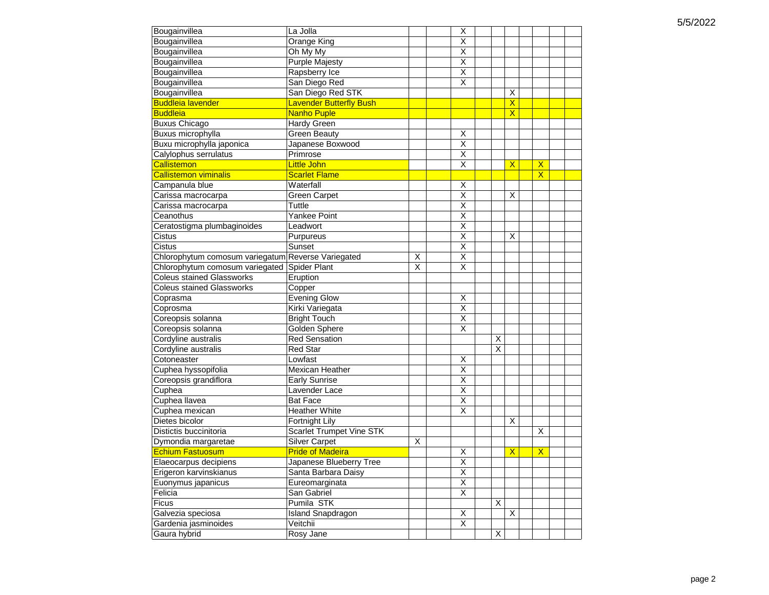| | | | | | | | | | | | |
|---|---|---|---|---|---|---|---|---|---|---|---|
| Bougainvillea | La Jolla | | | X | | | | | | | |
| Bougainvillea | Orange King | | | X | | | | | | | |
| Bougainvillea | Oh My My | | | X | | | | | | | |
| Bougainvillea | Purple Majesty | | | X | | | | | | | |
| Bougainvillea | Rapsberry Ice | | | X | | | | | | | |
| Bougainvillea | San Diego Red | | | X | | | | | | | |
| Bougainvillea | San Diego Red STK | | | | | | X | | | | |
| Buddleia lavender | Lavender Butterfly Bush | | | | | | X | | | | |
| Buddleia | Nanho Puple | | | | | | X | | | | |
| Buxus Chicago | Hardy Green | | | | | | | | | | |
| Buxus microphylla | Green Beauty | | | X | | | | | | | |
| Buxu microphylla japonica | Japanese Boxwood | | | X | | | | | | | |
| Calylophus serrulatus | Primrose | | | X | | | | | | | |
| Callistemon | Little John | | | X | | | X | | X | | |
| Callistemon viminalis | Scarlet Flame | | | | | | | | X | | |
| Campanula blue | Waterfall | | | X | | | | | | | |
| Carissa macrocarpa | Green Carpet | | | X | | | X | | | | |
| Carissa macrocarpa | Tuttle | | | X | | | | | | | |
| Ceanothus | Yankee Point | | | X | | | | | | | |
| Ceratostigma plumbaginoides | Leadwort | | | X | | | | | | | |
| Cistus | Purpureus | | | X | | | X | | | | |
| Cistus | Sunset | | | X | | | | | | | |
| Chlorophytum comosum variegatum | Reverse Variegated | X | | X | | | | | | | |
| Chlorophytum comosum variegated | Spider Plant | X | | X | | | | | | | |
| Coleus stained Glassworks | Eruption | | | | | | | | | | |
| Coleus stained Glassworks | Copper | | | | | | | | | | |
| Coprasma | Evening Glow | | | X | | | | | | | |
| Coprosma | Kirki Variegata | | | X | | | | | | | |
| Coreopsis solanna | Bright Touch | | | X | | | | | | | |
| Coreopsis solanna | Golden Sphere | | | X | | | | | | | |
| Cordyline australis | Red Sensation | | | | | X | | | | | |
| Cordyline australis | Red Star | | | | | X | | | | | |
| Cotoneaster | Lowfast | | | X | | | | | | | |
| Cuphea hyssopifolia | Mexican Heather | | | X | | | | | | | |
| Coreopsis grandiflora | Early Sunrise | | | X | | | | | | | |
| Cuphea | Lavender Lace | | | X | | | | | | | |
| Cuphea llavea | Bat Face | | | X | | | | | | | |
| Cuphea mexican | Heather White | | | X | | | | | | | |
| Dietes bicolor | Fortnight Lily | | | | | | X | | | | |
| Distictis buccinitoria | Scarlet Trumpet Vine STK | | | | | | | | X | | |
| Dymondia margaretae | Silver Carpet | X | | | | | | | | | |
| Echium Fastuosum | Pride of Madeira | | | X | | | X | | X | | |
| Elaeocarpus decipiens | Japanese Blueberry Tree | | | X | | | | | | | |
| Erigeron karvinskianus | Santa Barbara Daisy | | | X | | | | | | | |
| Euonymus japanicus | Eureomarginata | | | X | | | | | | | |
| Felicia | San Gabriel | | | X | | | | | | | |
| Ficus | Pumila STK | | | | | X | | | | | |
| Galvezia speciosa | Island Snapdragon | | | X | | | X | | | | |
| Gardenia jasminoides | Veitchii | | | X | | | | | | | |
| Gaura hybrid | Rosy Jane | | | | | X | | | | | |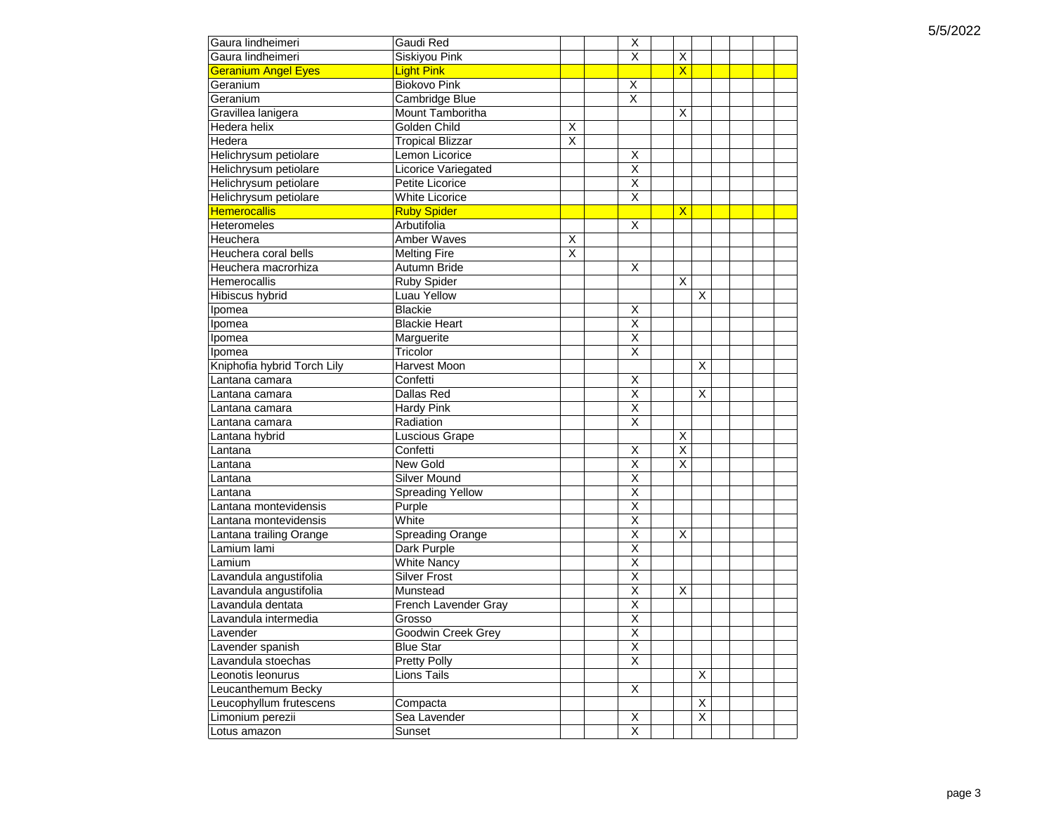| | | | | | | | | | | | |
|---|---|---|---|---|---|---|---|---|---|---|---|
| Gaura lindheimeri | Gaudi Red | | | X | | | | | | | |
| Gaura lindheimeri | Siskiyou Pink | | | X | | X | | | | | |
| **Geranium Angel Eyes** | **Light Pink** | | | | | X | | | | | |
| Geranium | Biokovo Pink | | | X | | | | | | | |
| Geranium | Cambridge Blue | | | X | | | | | | | |
| Gravillea lanigera | Mount Tamboritha | | | | | X | | | | | |
| Hedera helix | Golden Child | X | | | | | | | | | |
| Hedera | Tropical Blizzar | X | | | | | | | | | |
| Helichrysum petiolare | Lemon Licorice | | | X | | | | | | | |
| Helichrysum petiolare | Licorice Variegated | | | X | | | | | | | |
| Helichrysum petiolare | Petite Licorice | | | X | | | | | | | |
| Helichrysum petiolare | White Licorice | | | X | | | | | | | |
| **Hemerocallis** | **Ruby Spider** | | | | | X | | | | | |
| Heteromeles | Arbutifolia | | | X | | | | | | | |
| Heuchera | Amber Waves | X | | | | | | | | | |
| Heuchera coral bells | Melting Fire | X | | | | | | | | | |
| Heuchera macrorhiza | Autumn Bride | | | X | | | | | | | |
| Hemerocallis | Ruby Spider | | | | | X | | | | | |
| Hibiscus hybrid | Luau Yellow | | | | | | X | | | | |
| Ipomea | Blackie | | | X | | | | | | | |
| Ipomea | Blackie Heart | | | X | | | | | | | |
| Ipomea | Marguerite | | | X | | | | | | | |
| Ipomea | Tricolor | | | X | | | | | | | |
| Kniphofia hybrid Torch Lily | Harvest Moon | | | | | | X | | | | |
| Lantana camara | Confetti | | | X | | | | | | | |
| Lantana camara | Dallas Red | | | X | | | X | | | | |
| Lantana camara | Hardy Pink | | | X | | | | | | | |
| Lantana camara | Radiation | | | X | | | | | | | |
| Lantana hybrid | Luscious Grape | | | | | X | | | | | |
| Lantana | Confetti | | | X | | X | | | | | |
| Lantana | New Gold | | | X | | X | | | | | |
| Lantana | Silver Mound | | | X | | | | | | | |
| Lantana | Spreading Yellow | | | X | | | | | | | |
| Lantana montevidensis | Purple | | | X | | | | | | | |
| Lantana montevidensis | White | | | X | | | | | | | |
| Lantana trailing Orange | Spreading Orange | | | X | | X | | | | | |
| Lamium lami | Dark Purple | | | X | | | | | | | |
| Lamium | White Nancy | | | X | | | | | | | |
| Lavandula angustifolia | Silver Frost | | | X | | | | | | | |
| Lavandula angustifolia | Munstead | | | X | | X | | | | | |
| Lavandula dentata | French Lavender Gray | | | X | | | | | | | |
| Lavandula intermedia | Grosso | | | X | | | | | | | |
| Lavender | Goodwin Creek Grey | | | X | | | | | | | |
| Lavender spanish | Blue Star | | | X | | | | | | | |
| Lavandula stoechas | Pretty Polly | | | X | | | | | | | |
| Leonotis leonurus | Lions Tails | | | | | | X | | | | |
| Leucanthemum Becky | | | | X | | | | | | | |
| Leucophyllum frutescens | Compacta | | | | | | X | | | | |
| Limonium perezii | Sea Lavender | | | X | | | X | | | | |
| Lotus amazon | Sunset | | | X | | | | | | | |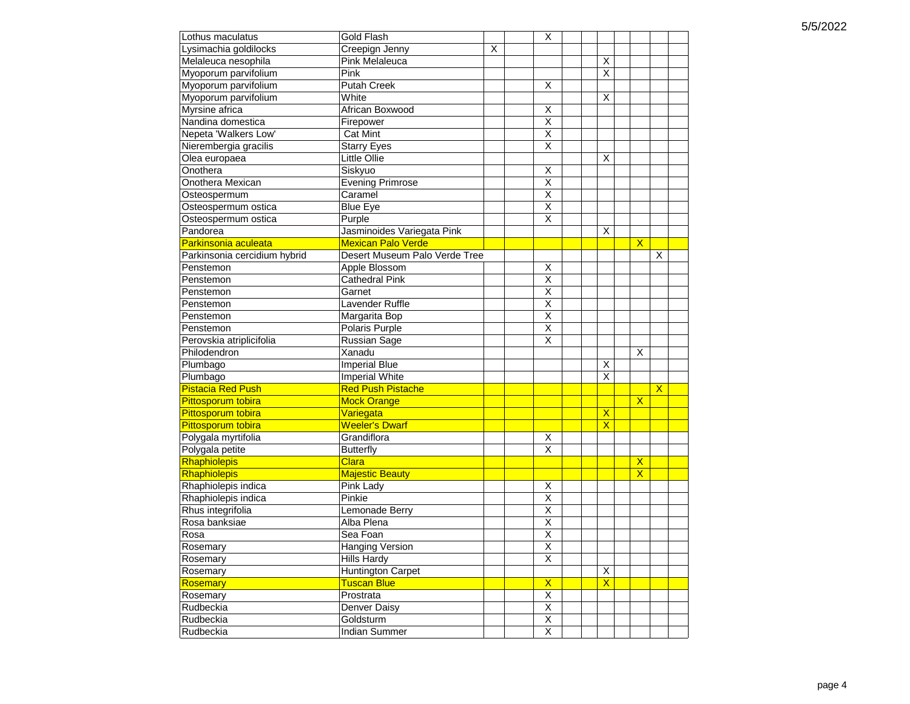| | | | | | | | | | | | |
|---|---|---|---|---|---|---|---|---|---|---|---|
| Lothus maculatus | Gold Flash | | | X | | | | | | | |
| Lysimachia goldilocks | Creepign Jenny | X | | | | | | | | | |
| Melaleuca nesophila | Pink Melaleuca | | | | | | X | | | | |
| Myoporum parvifolium | Pink | | | | | | X | | | | |
| Myoporum parvifolium | Putah Creek | | | X | | | | | | | |
| Myoporum parvifolium | White | | | | | | X | | | | |
| Myrsine africa | African Boxwood | | | X | | | | | | | |
| Nandina domestica | Firepower | | | X | | | | | | | |
| Nepeta 'Walkers Low' | Cat Mint | | | X | | | | | | | |
| Nierembergia gracilis | Starry Eyes | | | X | | | | | | | |
| Olea europaea | Little Ollie | | | | | | X | | | | |
| Onothera | Siskyuo | | | X | | | | | | | |
| Onothera Mexican | Evening Primrose | | | X | | | | | | | |
| Osteospermum | Caramel | | | X | | | | | | | |
| Osteospermum ostica | Blue Eye | | | X | | | | | | | |
| Osteospermum ostica | Purple | | | X | | | | | | | |
| Pandorea | Jasminoides Variegata Pink | | | | | | X | | | | |
| Parkinsonia aculeata | Mexican Palo Verde | | | | | | | | X | | |
| Parkinsonia cercidium hybrid | Desert Museum Palo Verde Tree | | | | | | | | | X | |
| Penstemon | Apple Blossom | | | X | | | | | | | |
| Penstemon | Cathedral Pink | | | X | | | | | | | |
| Penstemon | Garnet | | | X | | | | | | | |
| Penstemon | Lavender Ruffle | | | X | | | | | | | |
| Penstemon | Margarita Bop | | | X | | | | | | | |
| Penstemon | Polaris Purple | | | X | | | | | | | |
| Perovskia atriplicifolia | Russian Sage | | | X | | | | | | | |
| Philodendron | Xanadu | | | | | | | | X | | |
| Plumbago | Imperial Blue | | | | | | X | | | | |
| Plumbago | Imperial White | | | | | | X | | | | |
| Pistacia Red Push | Red Push Pistache | | | | | | | | | X | |
| Pittosporum tobira | Mock Orange | | | | | | | | X | | |
| Pittosporum tobira | Variegata | | | | | | X | | | | |
| Pittosporum tobira | Weeler's Dwarf | | | | | | X | | | | |
| Polygala myrtifolia | Grandiflora | | | X | | | | | | | |
| Polygala petite | Butterfly | | | X | | | | | | | |
| Rhaphiolepis | Clara | | | | | | | | X | | |
| Rhaphiolepis | Majestic Beauty | | | | | | | | X | | |
| Rhaphiolepis indica | Pink Lady | | | X | | | | | | | |
| Rhaphiolepis indica | Pinkie | | | X | | | | | | | |
| Rhus integrifolia | Lemonade Berry | | | X | | | | | | | |
| Rosa banksiae | Alba Plena | | | X | | | | | | | |
| Rosa | Sea Foan | | | X | | | | | | | |
| Rosemary | Hanging Version | | | X | | | | | | | |
| Rosemary | Hills Hardy | | | X | | | | | | | |
| Rosemary | Huntington Carpet | | | | | | X | | | | |
| Rosemary | Tuscan Blue | | | X | | | X | | | | |
| Rosemary | Prostrata | | | X | | | | | | | |
| Rudbeckia | Denver Daisy | | | X | | | | | | | |
| Rudbeckia | Goldsturm | | | X | | | | | | | |
| Rudbeckia | Indian Summer | | | X | | | | | | | |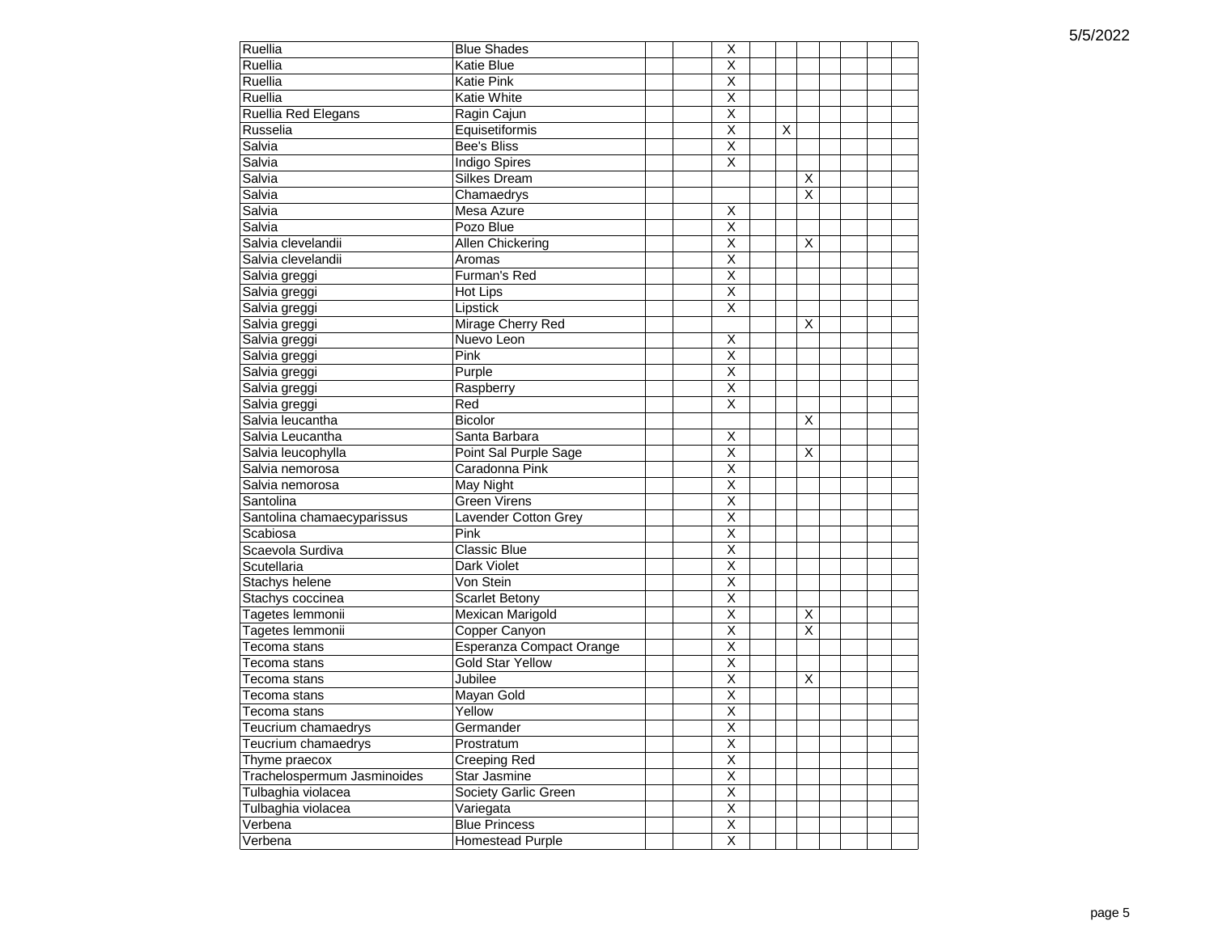| | | | | | | | | | | | |
|---|---|---|---|---|---|---|---|---|---|---|---|
| Ruellia | Blue Shades | | | X | | | | | | | |
| Ruellia | Katie Blue | | | X | | | | | | | |
| Ruellia | Katie Pink | | | X | | | | | | | |
| Ruellia | Katie White | | | X | | | | | | | |
| Ruellia Red Elegans | Ragin Cajun | | | X | | | | | | | |
| Russelia | Equisetiformis | | | X | | X | | | | | |
| Salvia | Bee's Bliss | | | X | | | | | | | |
| Salvia | Indigo Spires | | | X | | | | | | | |
| Salvia | Silkes Dream | | | | | | X | | | | |
| Salvia | Chamaedrys | | | | | | X | | | | |
| Salvia | Mesa Azure | | | X | | | | | | | |
| Salvia | Pozo Blue | | | X | | | | | | | |
| Salvia clevelandii | Allen Chickering | | | X | | | X | | | | |
| Salvia clevelandii | Aromas | | | X | | | | | | | |
| Salvia greggi | Furman's Red | | | X | | | | | | | |
| Salvia greggi | Hot Lips | | | X | | | | | | | |
| Salvia greggi | Lipstick | | | X | | | | | | | |
| Salvia greggi | Mirage Cherry Red | | | | | | X | | | | |
| Salvia greggi | Nuevo Leon | | | X | | | | | | | |
| Salvia greggi | Pink | | | X | | | | | | | |
| Salvia greggi | Purple | | | X | | | | | | | |
| Salvia greggi | Raspberry | | | X | | | | | | | |
| Salvia greggi | Red | | | X | | | | | | | |
| Salvia leucantha | Bicolor | | | | | | X | | | | |
| Salvia Leucantha | Santa Barbara | | | X | | | | | | | |
| Salvia leucophylla | Point Sal Purple Sage | | | X | | | X | | | | |
| Salvia nemorosa | Caradonna Pink | | | X | | | | | | | |
| Salvia nemorosa | May Night | | | X | | | | | | | |
| Santolina | Green Virens | | | X | | | | | | | |
| Santolina chamaecyparissus | Lavender Cotton Grey | | | X | | | | | | | |
| Scabiosa | Pink | | | X | | | | | | | |
| Scaevola Surdiva | Classic Blue | | | X | | | | | | | |
| Scutellaria | Dark Violet | | | X | | | | | | | |
| Stachys helene | Von Stein | | | X | | | | | | | |
| Stachys coccinea | Scarlet Betony | | | X | | | | | | | |
| Tagetes lemmonii | Mexican Marigold | | | X | | | X | | | | |
| Tagetes lemmonii | Copper Canyon | | | X | | | X | | | | |
| Tecoma stans | Esperanza Compact Orange | | | X | | | | | | | |
| Tecoma stans | Gold Star Yellow | | | X | | | | | | | |
| Tecoma stans | Jubilee | | | X | | | X | | | | |
| Tecoma stans | Mayan Gold | | | X | | | | | | | |
| Tecoma stans | Yellow | | | X | | | | | | | |
| Teucrium chamaedrys | Germander | | | X | | | | | | | |
| Teucrium chamaedrys | Prostratum | | | X | | | | | | | |
| Thyme praecox | Creeping Red | | | X | | | | | | | |
| Trachelospermum Jasminoides | Star Jasmine | | | X | | | | | | | |
| Tulbaghia violacea | Society Garlic Green | | | X | | | | | | | |
| Tulbaghia violacea | Variegata | | | X | | | | | | | |
| Verbena | Blue Princess | | | X | | | | | | | |
| Verbena | Homestead Purple | | | X | | | | | | | |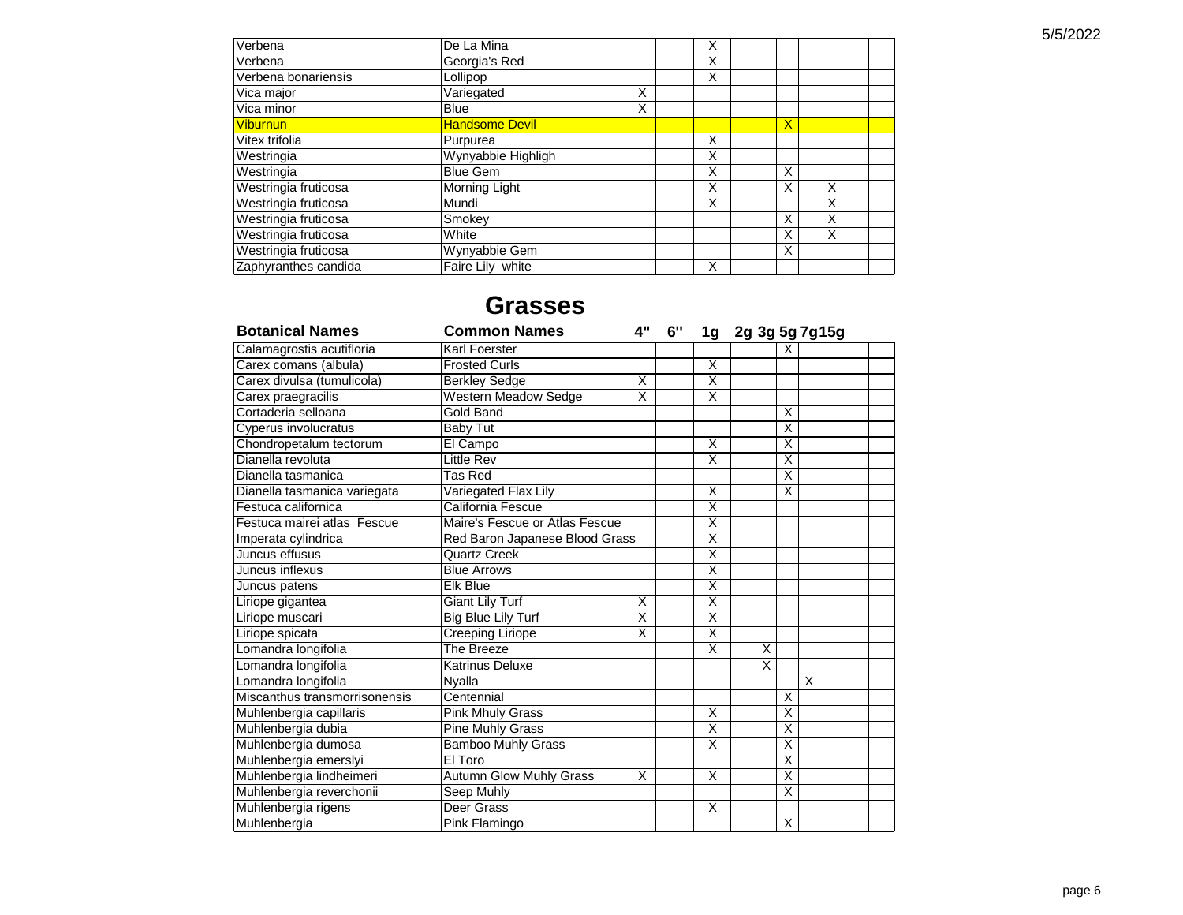| | | | | | | | | | | | |
|---|---|---|---|---|---|---|---|---|---|---|---|
| Verbena | De La Mina | | | X | | | | | | | |
| Verbena | Georgia's Red | | | X | | | | | | | |
| Verbena bonariensis | Lollipop | | | X | | | | | | | |
| Vica major | Variegated | X | | | | | | | | | |
| Vica minor | Blue | X | | | | | | | | | |
| Viburnun | Handsome Devil | | | | | | X | | | | |
| Vitex trifolia | Purpurea | | | X | | | | | | | |
| Westringia | Wynyabbie Highligh | | | X | | | | | | | |
| Westringia | Blue Gem | | | X | | | X | | | | |
| Westringia fruticosa | Morning Light | | | X | | | X | | X | | |
| Westringia fruticosa | Mundi | | | X | | | | | X | | |
| Westringia fruticosa | Smokey | | | | | | X | | X | | |
| Westringia fruticosa | White | | | | | | X | | X | | |
| Westringia fruticosa | Wynyabbie Gem | | | | | | X | | | | |
| Zaphyranthes candida | Faire Lily white | | | X | | | | | | | |

# Grasses

| Botanical Names | Common Names | 4" | 6" | 1g | 2g | 3g | 5g | 7g | 15g | | |
|---|---|---|---|---|---|---|---|---|---|---|---|
| Calamagrostis acutifloria | Karl Foerster | | | | | | X | | | | |
| Carex comans (albula) | Frosted Curls | | | X | | | | | | | |
| Carex divulsa (tumulicola) | Berkley Sedge | X | | X | | | | | | | |
| Carex praegracilis | Western Meadow Sedge | X | | X | | | | | | | |
| Cortaderia selloana | Gold Band | | | | | | X | | | | |
| Cyperus involucratus | Baby Tut | | | | | | X | | | | |
| Chondropetalum tectorum | El Campo | | | X | | | X | | | | |
| Dianella revoluta | Little Rev | | | X | | | X | | | | |
| Dianella tasmanica | Tas Red | | | | | | X | | | | |
| Dianella tasmanica variegata | Variegated Flax Lily | | | X | | | X | | | | |
| Festuca californica | California Fescue | | | X | | | | | | | |
| Festuca mairei atlas Fescue | Maire's Fescue or Atlas Fescue | | | X | | | | | | | |
| Imperata cylindrica | Red Baron Japanese Blood Grass | | | X | | | | | | | |
| Juncus effusus | Quartz Creek | | | X | | | | | | | |
| Juncus inflexus | Blue Arrows | | | X | | | | | | | |
| Juncus patens | Elk Blue | | | X | | | | | | | |
| Liriope gigantea | Giant Lily Turf | X | | X | | | | | | | |
| Liriope muscari | Big Blue Lily Turf | X | | X | | | | | | | |
| Liriope spicata | Creeping Liriope | X | | X | | | | | | | |
| Lomandra longifolia | The Breeze | | | X | | X | | | | | |
| Lomandra longifolia | Katrinus Deluxe | | | | | X | | | | | |
| Lomandra longifolia | Nyalla | | | | | | | X | | | |
| Miscanthus transmorrisonensis | Centennial | | | | | | X | | | | |
| Muhlenbergia capillaris | Pink Mhuly Grass | | | X | | | X | | | | |
| Muhlenbergia dubia | Pine Muhly Grass | | | X | | | X | | | | |
| Muhlenbergia dumosa | Bamboo Muhly Grass | | | X | | | X | | | | |
| Muhlenbergia emerslyi | El Toro | | | | | | X | | | | |
| Muhlenbergia lindheimeri | Autumn Glow Muhly Grass | X | | X | | | X | | | | |
| Muhlenbergia reverchonii | Seep Muhly | | | | | | X | | | | |
| Muhlenbergia rigens | Deer Grass | | | X | | | | | | | |
| Muhlenbergia | Pink Flamingo | | | | | | X | | | | |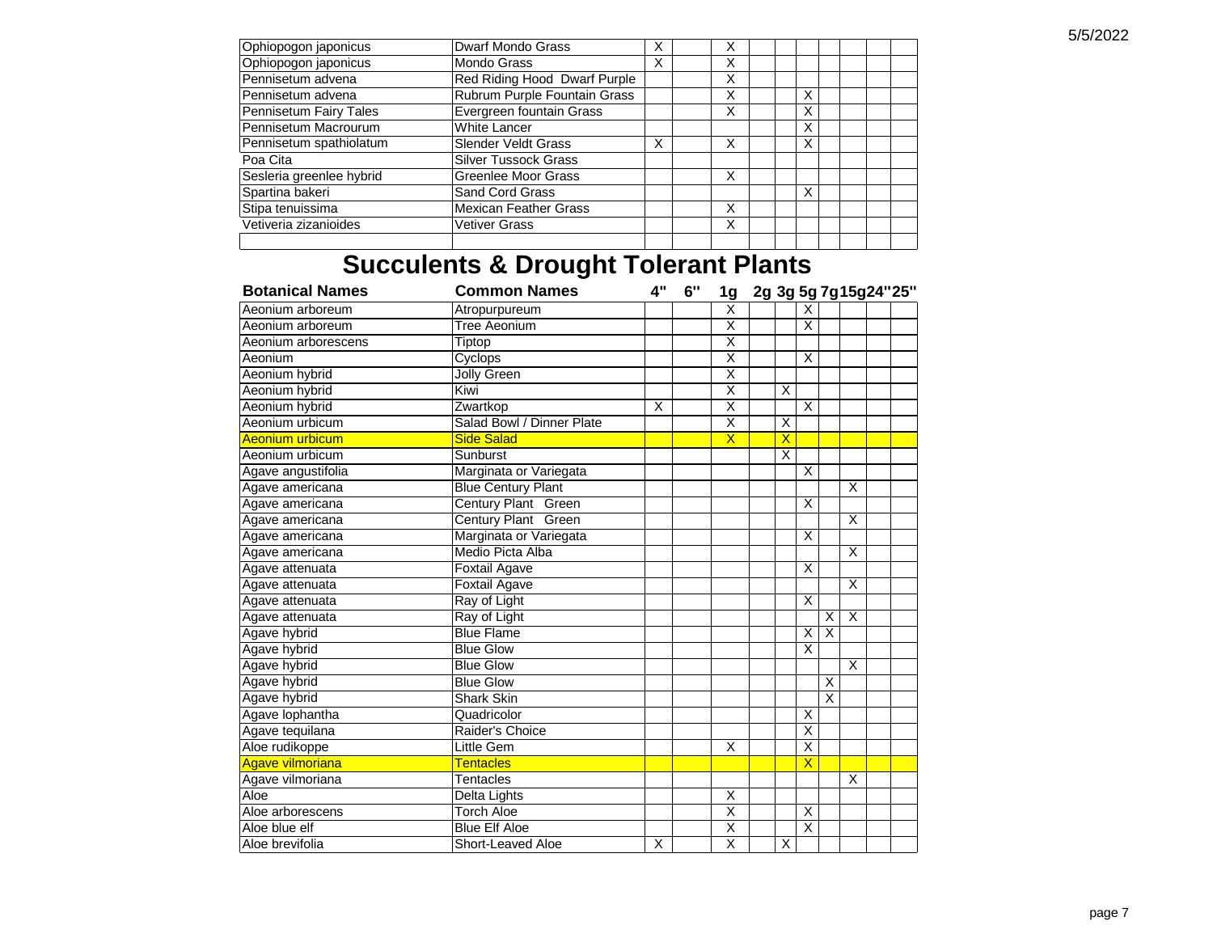| Botanical Names | Common Names | 4" | 6" | 1g | 2g | 3g | 5g | 7g | 15g | 24" | 25" |
|---|---|---|---|---|---|---|---|---|---|---|---|
| Ophiopogon japonicus | Dwarf Mondo Grass | X | | X | | | | | | | |
| Ophiopogon japonicus | Mondo Grass | X | | X | | | | | | | |
| Pennisetum advena | Red Riding Hood Dwarf Purple | | | X | | | | | | | |
| Pennisetum advena | Rubrum Purple Fountain Grass | | | X | | | X | | | | |
| Pennisetum Fairy Tales | Evergreen fountain Grass | | | X | | | X | | | | |
| Pennisetum Macrourum | White Lancer | | | | | | X | | | | |
| Pennisetum spathiolatum | Slender Veldt Grass | X | | X | | | X | | | | |
| Poa Cita | Silver Tussock Grass | | | | | | | | | | |
| Sesleria greenlee hybrid | Greenlee Moor Grass | | | X | | | | | | | |
| Spartina bakeri | Sand Cord Grass | | | | | | X | | | | |
| Stipa tenuissima | Mexican Feather Grass | | | X | | | | | | | |
| Vetiveria zizanioides | Vetiver Grass | | | X | | | | | | | |
| | | | | | | | | | | | |

# Succulents & Drought Tolerant Plants

| Botanical Names | Common Names | 4" | 6" | 1g | 2g | 3g | 5g | 7g | 15g | 24" | 25" |
|---|---|---|---|---|---|---|---|---|---|---|---|
| Aeonium arboreum | Atropurpureum | | | X | | | X | | | | |
| Aeonium arboreum | Tree Aeonium | | | X | | | X | | | | |
| Aeonium arborescens | Tiptop | | | X | | | | | | | |
| Aeonium | Cyclops | | | X | | | X | | | | |
| Aeonium hybrid | Jolly Green | | | X | | | | | | | |
| Aeonium hybrid | Kiwi | | | X | | X | | | | | |
| Aeonium hybrid | Zwartkop | X | | X | | | X | | | | |
| Aeonium urbicum | Salad Bowl / Dinner Plate | | | X | | X | | | | | |
| Aeonium urbicum | Side Salad | | | X | | X | | | | | |
| Aeonium urbicum | Sunburst | | | | | X | | | | | |
| Agave angustifolia | Marginata or Variegata | | | | | | X | | | | |
| Agave americana | Blue Century Plant | | | | | | | | X | | |
| Agave americana | Century Plant Green | | | | | | X | | | | |
| Agave americana | Century Plant Green | | | | | | | | X | | |
| Agave americana | Marginata or Variegata | | | | | | X | | | | |
| Agave americana | Medio Picta Alba | | | | | | | | X | | |
| Agave attenuata | Foxtail Agave | | | | | | X | | | | |
| Agave attenuata | Foxtail Agave | | | | | | | | X | | |
| Agave attenuata | Ray of Light | | | | | | X | | | | |
| Agave attenuata | Ray of Light | | | | | | | X | X | | |
| Agave hybrid | Blue Flame | | | | | | X | X | | | |
| Agave hybrid | Blue Glow | | | | | | X | | | | |
| Agave hybrid | Blue Glow | | | | | | | | X | | |
| Agave hybrid | Blue Glow | | | | | | | X | | | |
| Agave hybrid | Shark Skin | | | | | | | X | | | |
| Agave lophantha | Quadricolor | | | | | | X | | | | |
| Agave tequilana | Raider's Choice | | | | | | X | | | | |
| Aloe rudikoppe | Little Gem | | | X | | | X | | | | |
| Agave vilmoriana | Tentacles | | | | | | X | | | | |
| Agave vilmoriana | Tentacles | | | | | | | | X | | |
| Aloe | Delta Lights | | | X | | | | | | | |
| Aloe arborescens | Torch Aloe | | | X | | | X | | | | |
| Aloe blue elf | Blue Elf Aloe | | | X | | | X | | | | |
| Aloe brevifolia | Short-Leaved Aloe | X | | X | | X | | | | | |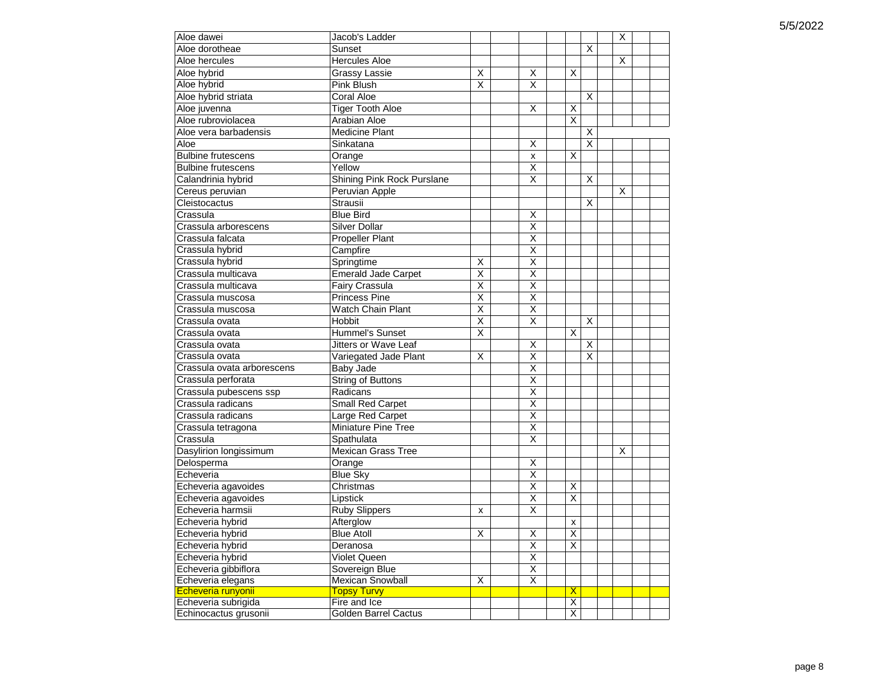| | | | | | | | | | | | |
|---|---|---|---|---|---|---|---|---|---|---|---|
| Aloe dawei | Jacob's Ladder | | | | | | | | X | | |
| Aloe dorotheae | Sunset | | | | | | X | | | | |
| Aloe hercules | Hercules Aloe | | | | | | | | X | | |
| Aloe hybrid | Grassy Lassie | X | | X | | X | | | | | |
| Aloe hybrid | Pink Blush | X | | X | | | | | | | |
| Aloe hybrid striata | Coral Aloe | | | | | | X | | | | |
| Aloe juvenna | Tiger Tooth Aloe | | | X | | X | | | | | |
| Aloe rubroviolacea | Arabian Aloe | | | | | X | | | | | |
| Aloe vera barbadensis | Medicine Plant | | | | | | X | | | | |
| Aloe | Sinkatana | | | X | | | X | | | | |
| Bulbine frutescens | Orange | | | x | | X | | | | | |
| Bulbine frutescens | Yellow | | | X | | | | | | | |
| Calandrinia hybrid | Shining Pink Rock Purslane | | | X | | | X | | | | |
| Cereus peruvian | Peruvian Apple | | | | | | | | X | | |
| Cleistocactus | Strausii | | | | | | X | | | | |
| Crassula | Blue Bird | | | X | | | | | | | |
| Crassula arborescens | Silver Dollar | | | X | | | | | | | |
| Crassula falcata | Propeller Plant | | | X | | | | | | | |
| Crassula hybrid | Campfire | | | X | | | | | | | |
| Crassula hybrid | Springtime | X | | X | | | | | | | |
| Crassula multicava | Emerald Jade Carpet | X | | X | | | | | | | |
| Crassula multicava | Fairy Crassula | X | | X | | | | | | | |
| Crassula muscosa | Princess Pine | X | | X | | | | | | | |
| Crassula muscosa | Watch Chain Plant | X | | X | | | | | | | |
| Crassula ovata | Hobbit | X | | X | | | X | | | | |
| Crassula ovata | Hummel's Sunset | X | | | | X | | | | | |
| Crassula ovata | Jitters or Wave Leaf | | | X | | | X | | | | |
| Crassula ovata | Variegated Jade Plant | X | | X | | | X | | | | |
| Crassula ovata arborescens | Baby Jade | | | X | | | | | | | |
| Crassula perforata | String of Buttons | | | X | | | | | | | |
| Crassula pubescens ssp | Radicans | | | X | | | | | | | |
| Crassula radicans | Small Red Carpet | | | X | | | | | | | |
| Crassula radicans | Large Red Carpet | | | X | | | | | | | |
| Crassula tetragona | Miniature Pine Tree | | | X | | | | | | | |
| Crassula | Spathulata | | | X | | | | | | | |
| Dasylirion longissimum | Mexican Grass Tree | | | | | | | | X | | |
| Delosperma | Orange | | | X | | | | | | | |
| Echeveria | Blue Sky | | | X | | | | | | | |
| Echeveria agavoides | Christmas | | | X | | X | | | | | |
| Echeveria agavoides | Lipstick | | | X | | X | | | | | |
| Echeveria harmsii | Ruby Slippers | x | | X | | | | | | | |
| Echeveria hybrid | Afterglow | | | | | x | | | | | |
| Echeveria hybrid | Blue Atoll | X | | X | | X | | | | | |
| Echeveria hybrid | Deranosa | | | X | | X | | | | | |
| Echeveria hybrid | Violet Queen | | | X | | | | | | | |
| Echeveria gibbiflora | Sovereign Blue | | | X | | | | | | | |
| Echeveria elegans | Mexican Snowball | X | | X | | | | | | | |
| Echeveria runyonii | Topsy Turvy | | | | | X | | | | | |
| Echeveria subrigida | Fire and Ice | | | | | X | | | | | |
| Echinocactus grusonii | Golden Barrel Cactus | | | | | X | | | | | |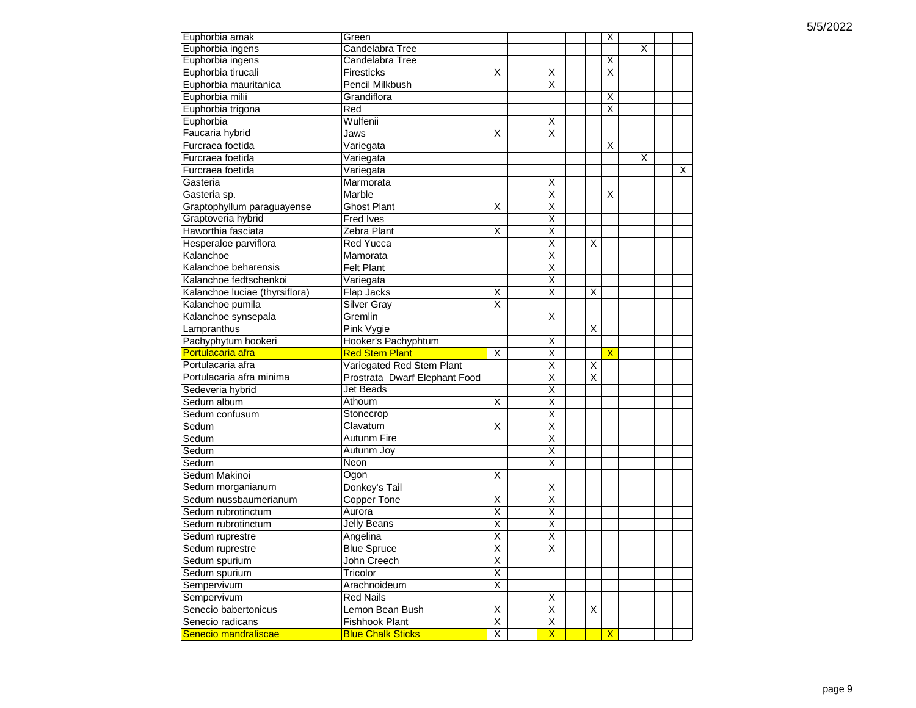| | | | | | | | | | | | |
|---|---|---|---|---|---|---|---|---|---|---|---|
| Euphorbia amak | Green | | | | | | X | | | | |
| Euphorbia ingens | Candelabra Tree | | | | | | | | X | | |
| Euphorbia ingens | Candelabra Tree | | | | | | X | | | | |
| Euphorbia tirucali | Firesticks | X | | X | | | X | | | | |
| Euphorbia mauritanica | Pencil Milkbush | | | X | | | | | | | |
| Euphorbia milii | Grandiflora | | | | | | X | | | | |
| Euphorbia trigona | Red | | | | | | X | | | | |
| Euphorbia | Wulfenii | | | X | | | | | | | |
| Faucaria hybrid | Jaws | X | | X | | | | | | | |
| Furcraea foetida | Variegata | | | | | | X | | | | |
| Furcraea foetida | Variegata | | | | | | | | X | | |
| Furcraea foetida | Variegata | | | | | | | | | | X |
| Gasteria | Marmorata | | | X | | | | | | | |
| Gasteria sp. | Marble | | | X | | | X | | | | |
| Graptophyllum paraguayense | Ghost Plant | X | | X | | | | | | | |
| Graptoveria hybrid | Fred Ives | | | X | | | | | | | |
| Haworthia fasciata | Zebra Plant | X | | X | | | | | | | |
| Hesperaloe parviflora | Red Yucca | | | X | | X | | | | | |
| Kalanchoe | Mamorata | | | X | | | | | | | |
| Kalanchoe beharensis | Felt Plant | | | X | | | | | | | |
| Kalanchoe fedtschenkoi | Variegata | | | X | | | | | | | |
| Kalanchoe luciae (thyrsiflora) | Flap Jacks | X | | X | | X | | | | | |
| Kalanchoe pumila | Silver Gray | X | | | | | | | | | |
| Kalanchoe synsepala | Gremlin | | | X | | | | | | | |
| Lampranthus | Pink Vygie | | | | | X | | | | | |
| Pachyphytum hookeri | Hooker's Pachyphtum | | | X | | | | | | | |
| Portulacaria afra | Red Stem Plant | X | | X | | | X | | | | |
| Portulacaria afra | Variegated Red Stem Plant | | | X | | X | | | | | |
| Portulacaria afra minima | Prostrata Dwarf Elephant Food | | | X | | X | | | | | |
| Sedeveria hybrid | Jet Beads | | | X | | | | | | | |
| Sedum album | Athoum | X | | X | | | | | | | |
| Sedum confusum | Stonecrop | | | X | | | | | | | |
| Sedum | Clavatum | X | | X | | | | | | | |
| Sedum | Autunm Fire | | | X | | | | | | | |
| Sedum | Autunm Joy | | | X | | | | | | | |
| Sedum | Neon | | | X | | | | | | | |
| Sedum Makinoi | Ogon | X | | | | | | | | | |
| Sedum morganianum | Donkey's Tail | | | X | | | | | | | |
| Sedum nussbaumerianum | Copper Tone | X | | X | | | | | | | |
| Sedum rubrotinctum | Aurora | X | | X | | | | | | | |
| Sedum rubrotinctum | Jelly Beans | X | | X | | | | | | | |
| Sedum ruprestre | Angelina | X | | X | | | | | | | |
| Sedum ruprestre | Blue Spruce | X | | X | | | | | | | |
| Sedum spurium | John Creech | X | | | | | | | | | |
| Sedum spurium | Tricolor | X | | | | | | | | | |
| Sempervivum | Arachnoideum | X | | | | | | | | | |
| Sempervivum | Red Nails | | | X | | | | | | | |
| Senecio babertonicus | Lemon Bean Bush | X | | X | | X | | | | | |
| Senecio radicans | Fishhook Plant | X | | X | | | | | | | |
| Senecio mandraliscae | Blue Chalk Sticks | X | | X | | | X | | | | |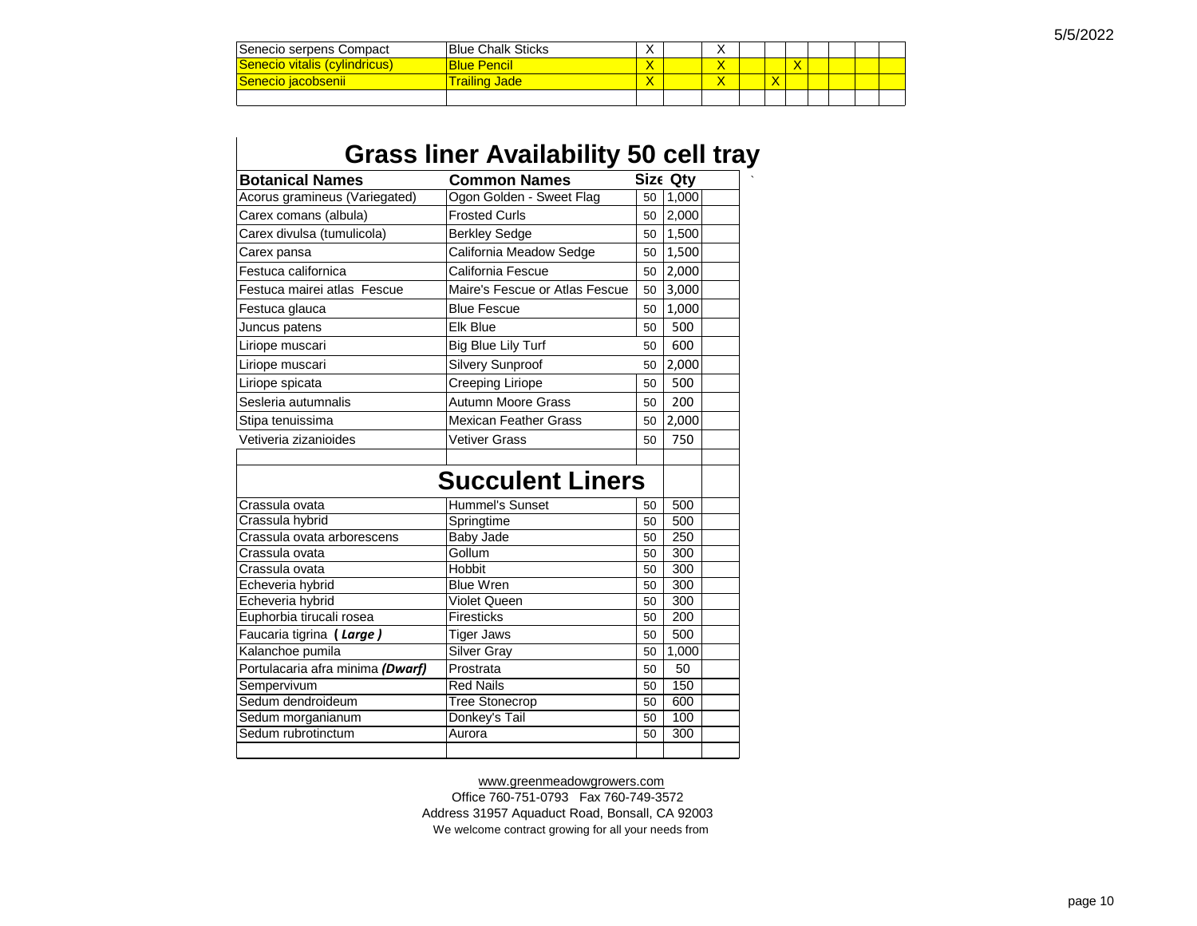| Senecio serpens Compact | Blue Chalk Sticks | X | | X | | | | | | | |
|---|---|---|---|---|---|---|---|---|---|---|---|
| Senecio vitalis (cylindricus) | Blue Pencil | X | | X | | | X | | | | |
| Senecio jacobsenii | Trailing Jade | X | | X | | X | | | | | |
| | | | | | | | | | | | |

# Grass liner Availability 50 cell tray

| Botanical Names | Common Names | Size | Qty | |
|---|---|---|---|---|
| Acorus gramineus (Variegated) | Ogon Golden - Sweet Flag | 50 | 1,000 | |
| Carex comans (albula) | Frosted Curls | 50 | 2,000 | |
| Carex divulsa (tumulicola) | Berkley Sedge | 50 | 1,500 | |
| Carex pansa | California Meadow Sedge | 50 | 1,500 | |
| Festuca californica | California Fescue | 50 | 2,000 | |
| Festuca mairei atlas Fescue | Maire's Fescue or Atlas Fescue | 50 | 3,000 | |
| Festuca glauca | Blue Fescue | 50 | 1,000 | |
| Juncus patens | Elk Blue | 50 | 500 | |
| Liriope muscari | Big Blue Lily Turf | 50 | 600 | |
| Liriope muscari | Silvery Sunproof | 50 | 2,000 | |
| Liriope spicata | Creeping Liriope | 50 | 500 | |
| Sesleria autumnalis | Autumn Moore Grass | 50 | 200 | |
| Stipa tenuissima | Mexican Feather Grass | 50 | 2,000 | |
| Vetiveria zizanioides | Vetiver Grass | 50 | 750 | |
| | | | | |

## Succulent Liners

| Botanical Names | Common Names | Size | Qty | |
|---|---|---|---|---|
| Crassula ovata | Hummel's Sunset | 50 | 500 | |
| Crassula hybrid | Springtime | 50 | 500 | |
| Crassula ovata arborescens | Baby Jade | 50 | 250 | |
| Crassula ovata | Gollum | 50 | 300 | |
| Crassula ovata | Hobbit | 50 | 300 | |
| Echeveria hybrid | Blue Wren | 50 | 300 | |
| Echeveria hybrid | Violet Queen | 50 | 300 | |
| Euphorbia tirucali rosea | Firesticks | 50 | 200 | |
| Faucaria tigrina ( ***Large*** ) | Tiger Jaws | 50 | 500 | |
| Kalanchoe pumila | Silver Gray | 50 | 1,000 | |
| Portulacaria afra minima ***(Dwarf)*** | Prostrata | 50 | 50 | |
| Sempervivum | Red Nails | 50 | 150 | |
| Sedum dendroideum | Tree Stonecrop | 50 | 600 | |
| Sedum morganianum | Donkey's Tail | 50 | 100 | |
| Sedum rubrotinctum | Aurora | 50 | 300 | |
| | | | | |

www.greenmeadowgrowers.com
Office 760-751-0793 Fax 760-749-3572
Address 31957 Aquaduct Road, Bonsall, CA 92003
We welcome contract growing for all your needs from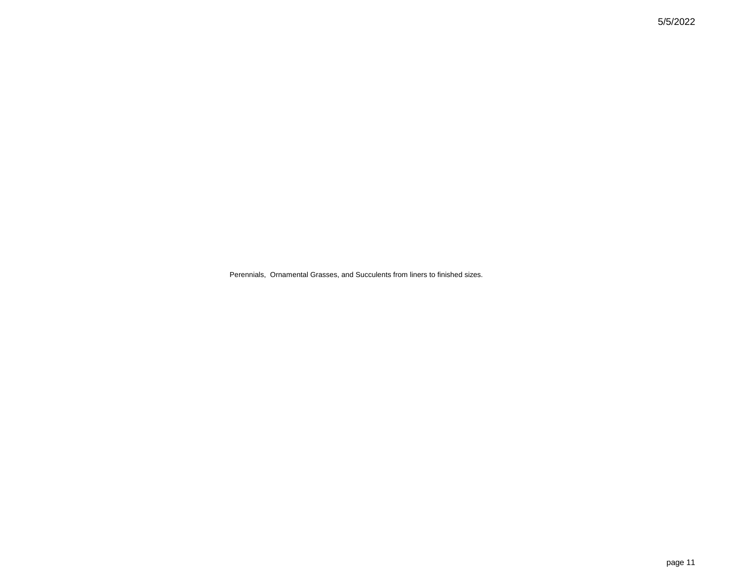Perennials,  Ornamental Grasses, and Succulents from liners to finished sizes.